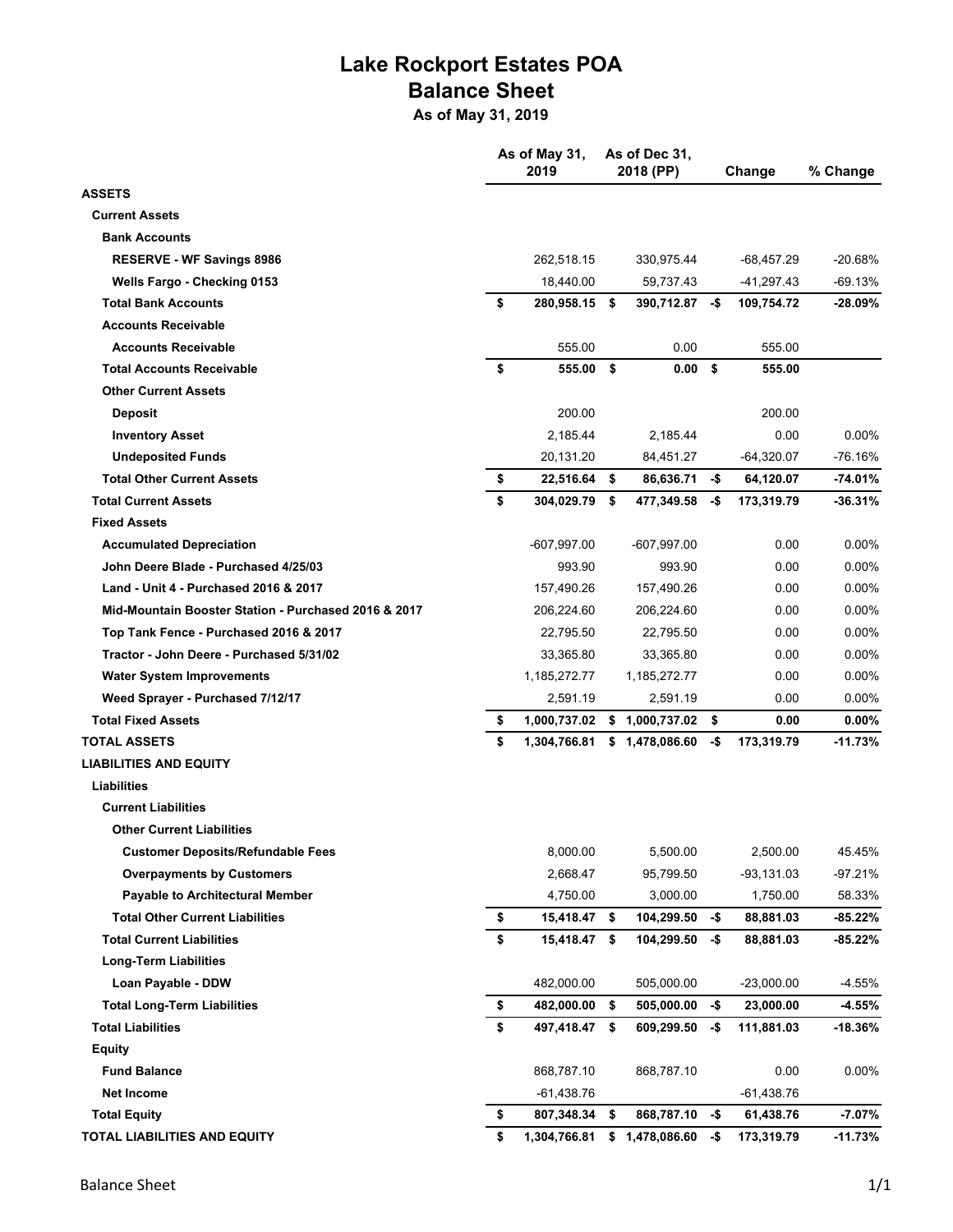# Lake Rockport Estates POA
## Balance Sheet
### As of May 31, 2019

| | As of May 31, 2019 | As of Dec 31, 2018 (PP) | Change | % Change |
|---|---|---|---|---|
| **ASSETS** | | | | |
| **Current Assets** | | | | |
| **Bank Accounts** | | | | |
| **RESERVE - WF Savings 8986** | 262,518.15 | 330,975.44 | -68,457.29 | -20.68% |
| **Wells Fargo - Checking 0153** | 18,440.00 | 59,737.43 | -41,297.43 | -69.13% |
| **Total Bank Accounts** | **$ 280,958.15** | **$ 390,712.87** | **-$ 109,754.72** | **-28.09%** |
| **Accounts Receivable** | | | | |
| **Accounts Receivable** | 555.00 | 0.00 | 555.00 | |
| **Total Accounts Receivable** | **$ 555.00** | **$ 0.00** | **$ 555.00** | |
| **Other Current Assets** | | | | |
| **Deposit** | 200.00 | | 200.00 | |
| **Inventory Asset** | 2,185.44 | 2,185.44 | 0.00 | 0.00% |
| **Undeposited Funds** | 20,131.20 | 84,451.27 | -64,320.07 | -76.16% |
| **Total Other Current Assets** | **$ 22,516.64** | **$ 86,636.71** | **-$ 64,120.07** | **-74.01%** |
| **Total Current Assets** | **$ 304,029.79** | **$ 477,349.58** | **-$ 173,319.79** | **-36.31%** |
| **Fixed Assets** | | | | |
| **Accumulated Depreciation** | -607,997.00 | -607,997.00 | 0.00 | 0.00% |
| **John Deere Blade - Purchased 4/25/03** | 993.90 | 993.90 | 0.00 | 0.00% |
| **Land - Unit 4 - Purchased 2016 & 2017** | 157,490.26 | 157,490.26 | 0.00 | 0.00% |
| **Mid-Mountain Booster Station - Purchased 2016 & 2017** | 206,224.60 | 206,224.60 | 0.00 | 0.00% |
| **Top Tank Fence - Purchased 2016 & 2017** | 22,795.50 | 22,795.50 | 0.00 | 0.00% |
| **Tractor - John Deere - Purchased 5/31/02** | 33,365.80 | 33,365.80 | 0.00 | 0.00% |
| **Water System Improvements** | 1,185,272.77 | 1,185,272.77 | 0.00 | 0.00% |
| **Weed Sprayer - Purchased 7/12/17** | 2,591.19 | 2,591.19 | 0.00 | 0.00% |
| **Total Fixed Assets** | **$ 1,000,737.02** | **$ 1,000,737.02** | **$ 0.00** | **0.00%** |
| **TOTAL ASSETS** | **$ 1,304,766.81** | **$ 1,478,086.60** | **-$ 173,319.79** | **-11.73%** |
| **LIABILITIES AND EQUITY** | | | | |
| **Liabilities** | | | | |
| **Current Liabilities** | | | | |
| **Other Current Liabilities** | | | | |
| **Customer Deposits/Refundable Fees** | 8,000.00 | 5,500.00 | 2,500.00 | 45.45% |
| **Overpayments by Customers** | 2,668.47 | 95,799.50 | -93,131.03 | -97.21% |
| **Payable to Architectural Member** | 4,750.00 | 3,000.00 | 1,750.00 | 58.33% |
| **Total Other Current Liabilities** | **$ 15,418.47** | **$ 104,299.50** | **-$ 88,881.03** | **-85.22%** |
| **Total Current Liabilities** | **$ 15,418.47** | **$ 104,299.50** | **-$ 88,881.03** | **-85.22%** |
| **Long-Term Liabilities** | | | | |
| **Loan Payable - DDW** | 482,000.00 | 505,000.00 | -23,000.00 | -4.55% |
| **Total Long-Term Liabilities** | **$ 482,000.00** | **$ 505,000.00** | **-$ 23,000.00** | **-4.55%** |
| **Total Liabilities** | **$ 497,418.47** | **$ 609,299.50** | **-$ 111,881.03** | **-18.36%** |
| **Equity** | | | | |
| **Fund Balance** | 868,787.10 | 868,787.10 | 0.00 | 0.00% |
| **Net Income** | -61,438.76 | | -61,438.76 | |
| **Total Equity** | **$ 807,348.34** | **$ 868,787.10** | **-$ 61,438.76** | **-7.07%** |
| **TOTAL LIABILITIES AND EQUITY** | **$ 1,304,766.81** | **$ 1,478,086.60** | **-$ 173,319.79** | **-11.73%** |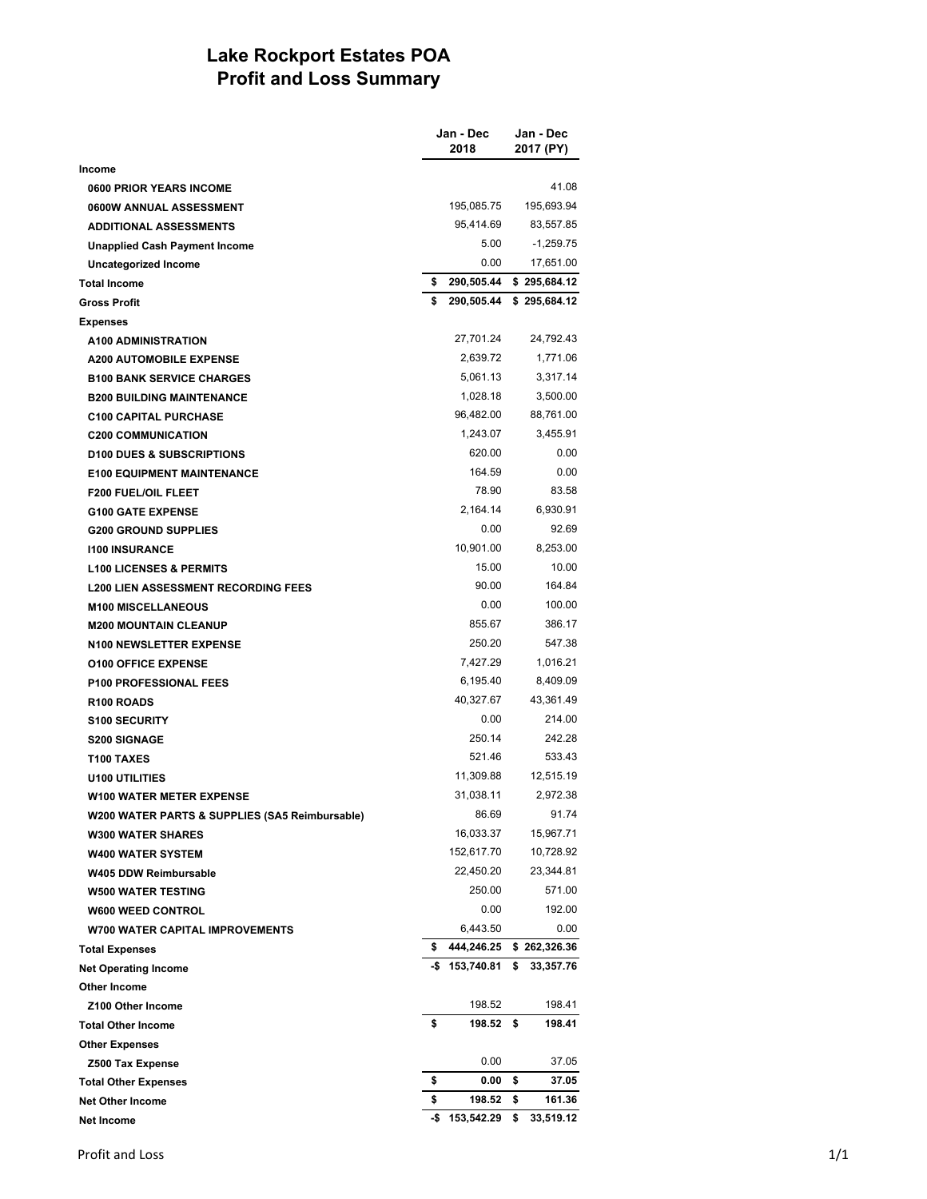# Lake Rockport Estates POA
## Profit and Loss Summary

| | Jan - Dec 2018 | Jan - Dec 2017 (PY) |
|---|---|---|
| **Income** | | |
| **0600 PRIOR YEARS INCOME** | | 41.08 |
| **0600W ANNUAL ASSESSMENT** | 195,085.75 | 195,693.94 |
| **ADDITIONAL ASSESSMENTS** | 95,414.69 | 83,557.85 |
| **Unapplied Cash Payment Income** | 5.00 | -1,259.75 |
| **Uncategorized Income** | 0.00 | 17,651.00 |
| **Total Income** | **$ 290,505.44** | **$ 295,684.12** |
| **Gross Profit** | **$ 290,505.44** | **$ 295,684.12** |
| **Expenses** | | |
| **A100 ADMINISTRATION** | 27,701.24 | 24,792.43 |
| **A200 AUTOMOBILE EXPENSE** | 2,639.72 | 1,771.06 |
| **B100 BANK SERVICE CHARGES** | 5,061.13 | 3,317.14 |
| **B200 BUILDING MAINTENANCE** | 1,028.18 | 3,500.00 |
| **C100 CAPITAL PURCHASE** | 96,482.00 | 88,761.00 |
| **C200 COMMUNICATION** | 1,243.07 | 3,455.91 |
| **D100 DUES & SUBSCRIPTIONS** | 620.00 | 0.00 |
| **E100 EQUIPMENT MAINTENANCE** | 164.59 | 0.00 |
| **F200 FUEL/OIL FLEET** | 78.90 | 83.58 |
| **G100 GATE EXPENSE** | 2,164.14 | 6,930.91 |
| **G200 GROUND SUPPLIES** | 0.00 | 92.69 |
| **I100 INSURANCE** | 10,901.00 | 8,253.00 |
| **L100 LICENSES & PERMITS** | 15.00 | 10.00 |
| **L200 LIEN ASSESSMENT RECORDING FEES** | 90.00 | 164.84 |
| **M100 MISCELLANEOUS** | 0.00 | 100.00 |
| **M200 MOUNTAIN CLEANUP** | 855.67 | 386.17 |
| **N100 NEWSLETTER EXPENSE** | 250.20 | 547.38 |
| **O100 OFFICE EXPENSE** | 7,427.29 | 1,016.21 |
| **P100 PROFESSIONAL FEES** | 6,195.40 | 8,409.09 |
| **R100 ROADS** | 40,327.67 | 43,361.49 |
| **S100 SECURITY** | 0.00 | 214.00 |
| **S200 SIGNAGE** | 250.14 | 242.28 |
| **T100 TAXES** | 521.46 | 533.43 |
| **U100 UTILITIES** | 11,309.88 | 12,515.19 |
| **W100 WATER METER EXPENSE** | 31,038.11 | 2,972.38 |
| **W200 WATER PARTS & SUPPLIES (SA5 Reimbursable)** | 86.69 | 91.74 |
| **W300 WATER SHARES** | 16,033.37 | 15,967.71 |
| **W400 WATER SYSTEM** | 152,617.70 | 10,728.92 |
| **W405 DDW Reimbursable** | 22,450.20 | 23,344.81 |
| **W500 WATER TESTING** | 250.00 | 571.00 |
| **W600 WEED CONTROL** | 0.00 | 192.00 |
| **W700 WATER CAPITAL IMPROVEMENTS** | 6,443.50 | 0.00 |
| **Total Expenses** | **$ 444,246.25** | **$ 262,326.36** |
| **Net Operating Income** | **-$ 153,740.81** | **$ 33,357.76** |
| **Other Income** | | |
| **Z100 Other Income** | 198.52 | 198.41 |
| **Total Other Income** | **$ 198.52** | **$ 198.41** |
| **Other Expenses** | | |
| **Z500 Tax Expense** | 0.00 | 37.05 |
| **Total Other Expenses** | **$ 0.00** | **$ 37.05** |
| **Net Other Income** | **$ 198.52** | **$ 161.36** |
| **Net Income** | **-$ 153,542.29** | **$ 33,519.12** |

Profit and Loss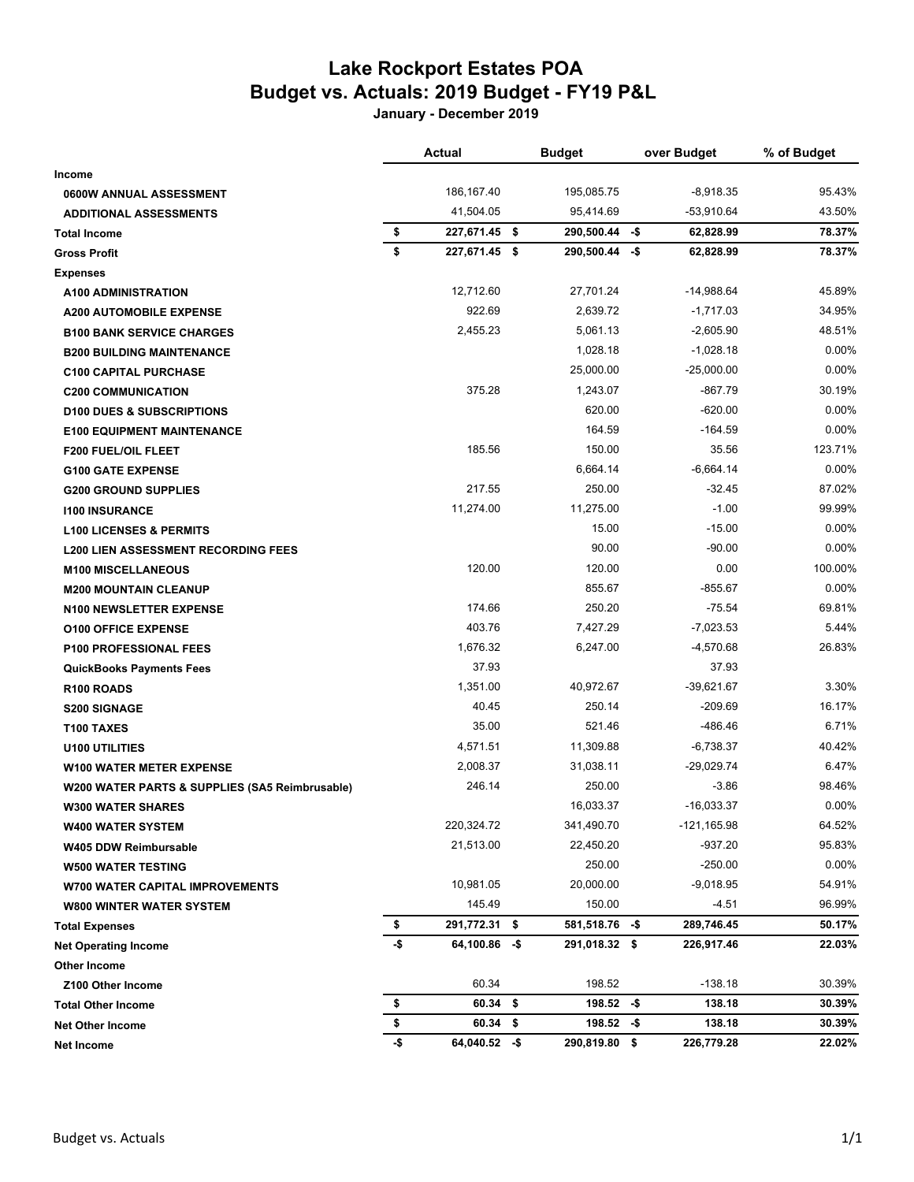# Lake Rockport Estates POA
## Budget vs. Actuals: 2019 Budget - FY19 P&L
**January - December 2019**

| | Actual | Budget | over Budget | % of Budget |
|---|---|---|---|---|
| **Income** | | | | |
| **0600W ANNUAL ASSESSMENT** | 186,167.40 | 195,085.75 | -8,918.35 | 95.43% |
| **ADDITIONAL ASSESSMENTS** | 41,504.05 | 95,414.69 | -53,910.64 | 43.50% |
| **Total Income** | **$ 227,671.45** | **$ 290,500.44** | **-$ 62,828.99** | **78.37%** |
| **Gross Profit** | **$ 227,671.45** | **$ 290,500.44** | **-$ 62,828.99** | **78.37%** |
| **Expenses** | | | | |
| **A100 ADMINISTRATION** | 12,712.60 | 27,701.24 | -14,988.64 | 45.89% |
| **A200 AUTOMOBILE EXPENSE** | 922.69 | 2,639.72 | -1,717.03 | 34.95% |
| **B100 BANK SERVICE CHARGES** | 2,455.23 | 5,061.13 | -2,605.90 | 48.51% |
| **B200 BUILDING MAINTENANCE** | | 1,028.18 | -1,028.18 | 0.00% |
| **C100 CAPITAL PURCHASE** | | 25,000.00 | -25,000.00 | 0.00% |
| **C200 COMMUNICATION** | 375.28 | 1,243.07 | -867.79 | 30.19% |
| **D100 DUES & SUBSCRIPTIONS** | | 620.00 | -620.00 | 0.00% |
| **E100 EQUIPMENT MAINTENANCE** | | 164.59 | -164.59 | 0.00% |
| **F200 FUEL/OIL FLEET** | 185.56 | 150.00 | 35.56 | 123.71% |
| **G100 GATE EXPENSE** | | 6,664.14 | -6,664.14 | 0.00% |
| **G200 GROUND SUPPLIES** | 217.55 | 250.00 | -32.45 | 87.02% |
| **I100 INSURANCE** | 11,274.00 | 11,275.00 | -1.00 | 99.99% |
| **L100 LICENSES & PERMITS** | | 15.00 | -15.00 | 0.00% |
| **L200 LIEN ASSESSMENT RECORDING FEES** | | 90.00 | -90.00 | 0.00% |
| **M100 MISCELLANEOUS** | 120.00 | 120.00 | 0.00 | 100.00% |
| **M200 MOUNTAIN CLEANUP** | | 855.67 | -855.67 | 0.00% |
| **N100 NEWSLETTER EXPENSE** | 174.66 | 250.20 | -75.54 | 69.81% |
| **O100 OFFICE EXPENSE** | 403.76 | 7,427.29 | -7,023.53 | 5.44% |
| **P100 PROFESSIONAL FEES** | 1,676.32 | 6,247.00 | -4,570.68 | 26.83% |
| **QuickBooks Payments Fees** | 37.93 | | 37.93 | |
| **R100 ROADS** | 1,351.00 | 40,972.67 | -39,621.67 | 3.30% |
| **S200 SIGNAGE** | 40.45 | 250.14 | -209.69 | 16.17% |
| **T100 TAXES** | 35.00 | 521.46 | -486.46 | 6.71% |
| **U100 UTILITIES** | 4,571.51 | 11,309.88 | -6,738.37 | 40.42% |
| **W100 WATER METER EXPENSE** | 2,008.37 | 31,038.11 | -29,029.74 | 6.47% |
| **W200 WATER PARTS & SUPPLIES (SA5 Reimbrusable)** | 246.14 | 250.00 | -3.86 | 98.46% |
| **W300 WATER SHARES** | | 16,033.37 | -16,033.37 | 0.00% |
| **W400 WATER SYSTEM** | 220,324.72 | 341,490.70 | -121,165.98 | 64.52% |
| **W405 DDW Reimbursable** | 21,513.00 | 22,450.20 | -937.20 | 95.83% |
| **W500 WATER TESTING** | | 250.00 | -250.00 | 0.00% |
| **W700 WATER CAPITAL IMPROVEMENTS** | 10,981.05 | 20,000.00 | -9,018.95 | 54.91% |
| **W800 WINTER WATER SYSTEM** | 145.49 | 150.00 | -4.51 | 96.99% |
| **Total Expenses** | **$ 291,772.31** | **$ 581,518.76** | **-$ 289,746.45** | **50.17%** |
| **Net Operating Income** | **-$ 64,100.86** | **-$ 291,018.32** | **$ 226,917.46** | **22.03%** |
| **Other Income** | | | | |
| **Z100 Other Income** | 60.34 | 198.52 | -138.18 | 30.39% |
| **Total Other Income** | **$ 60.34** | **$ 198.52** | **-$ 138.18** | **30.39%** |
| **Net Other Income** | **$ 60.34** | **$ 198.52** | **-$ 138.18** | **30.39%** |
| **Net Income** | **-$ 64,040.52** | **-$ 290,819.80** | **$ 226,779.28** | **22.02%** |